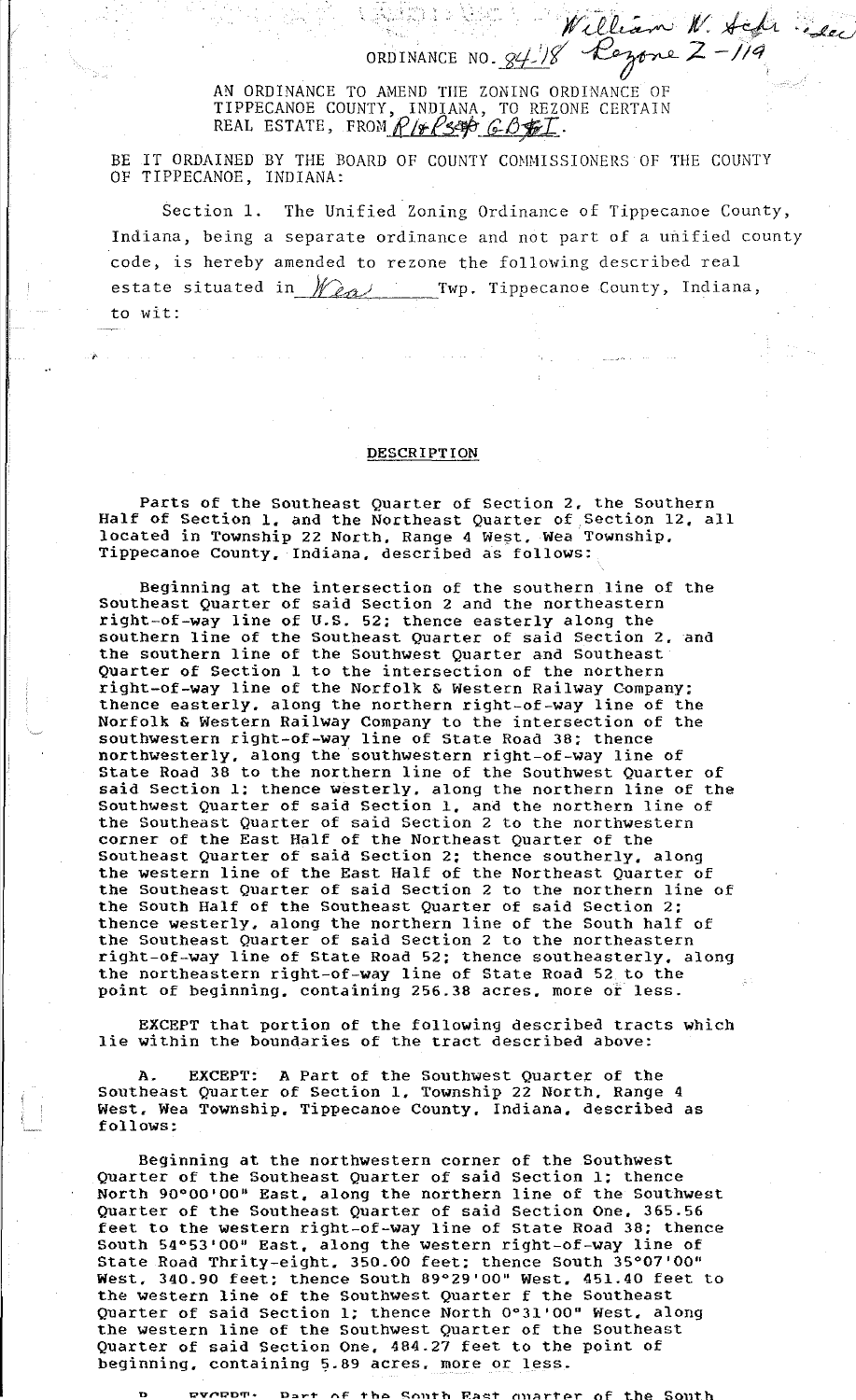William W. Schr... Rezone Z-1149

ORDINANCE NO. 84-18

AN ORDINANCE TO AMEND THE ZONING ORDINANCE OF TIPPECANOE COUNTY, INDIANA, TO REZONE CERTAIN REAL ESTATE, FROM R1 & R3 GB & I.

BE IT ORDAINED BY THE BOARD OF COUNTY COMMISSIONERS OF THE COUNTY OF TIPPECANOE, INDIANA:

Section 1. The Unified Zoning Ordinance of Tippecanoe County, Indiana, being a separate ordinance and not part of a unified county code, is hereby amended to rezone the following described real estate situated in Wea Twp. Tippecanoe County, Indiana, to wit:

## DESCRIPTION

Parts of the Southeast Quarter of Section 2, the Southern Half of Section 1, and the Northeast Quarter of Section 12, all located in Township 22 North, Range 4 West, Wea Township, Tippecanoe County, Indiana, described as follows:

Beginning at the intersection of the southern line of the Southeast Quarter of said Section 2 and the northeastern right-of-way line of U.S. 52; thence easterly along the southern line of the Southeast Quarter of said Section 2, and the southern line of the Southwest Quarter and Southeast Quarter of Section 1 to the intersection of the northern right-of-way line of the Norfolk & Western Railway Company; thence easterly, along the northern right-of-way line of the Norfolk & Western Railway Company to the intersection of the southwestern right-of-way line of State Road 38; thence northwesterly, along the southwestern right-of-way line of State Road 38 to the northern line of the Southwest Quarter of said Section 1; thence westerly, along the northern line of the Southwest Quarter of said Section 1, and the northern line of the Southeast Quarter of said Section 2 to the northwestern corner of the East Half of the Northeast Quarter of the Southeast Quarter of said Section 2; thence southerly, along the western line of the East Half of the Northeast Quarter of the Southeast Quarter of said Section 2 to the northern line of the South Half of the Southeast Quarter of said Section 2; thence westerly, along the northern line of the South half of the Southeast Quarter of said Section 2 to the northeastern right-of-way line of State Road 52; thence southeasterly, along the northeastern right-of-way line of State Road 52 to the point of beginning, containing 256.38 acres, more or less.

EXCEPT that portion of the following described tracts which lie within the boundaries of the tract described above:

A. EXCEPT: A Part of the Southwest Quarter of the Southeast Quarter of Section 1, Township 22 North, Range 4 West, Wea Township, Tippecanoe County, Indiana, described as follows:

Beginning at the northwestern corner of the Southwest Quarter of the Southeast Quarter of said Section 1; thence North 90°00'00" East, along the northern line of the Southwest Quarter of the Southeast Quarter of said Section One, 365.56 feet to the western right-of-way line of State Road 38; thence South 54°53'00" East, along the western right-of-way line of State Road Thrity-eight, 350.00 feet; thence South 35°07'00" West, 340.90 feet; thence South 89°29'00" West, 451.40 feet to the western line of the Southwest Quarter f the Southeast Quarter of said Section 1; thence North 0°31'00" West, along the western line of the Southwest Quarter of the Southeast Quarter of said Section One, 484.27 feet to the point of beginning, containing 5.89 acres, more or less.

B. EXCEPT: Part of the South East quarter of the South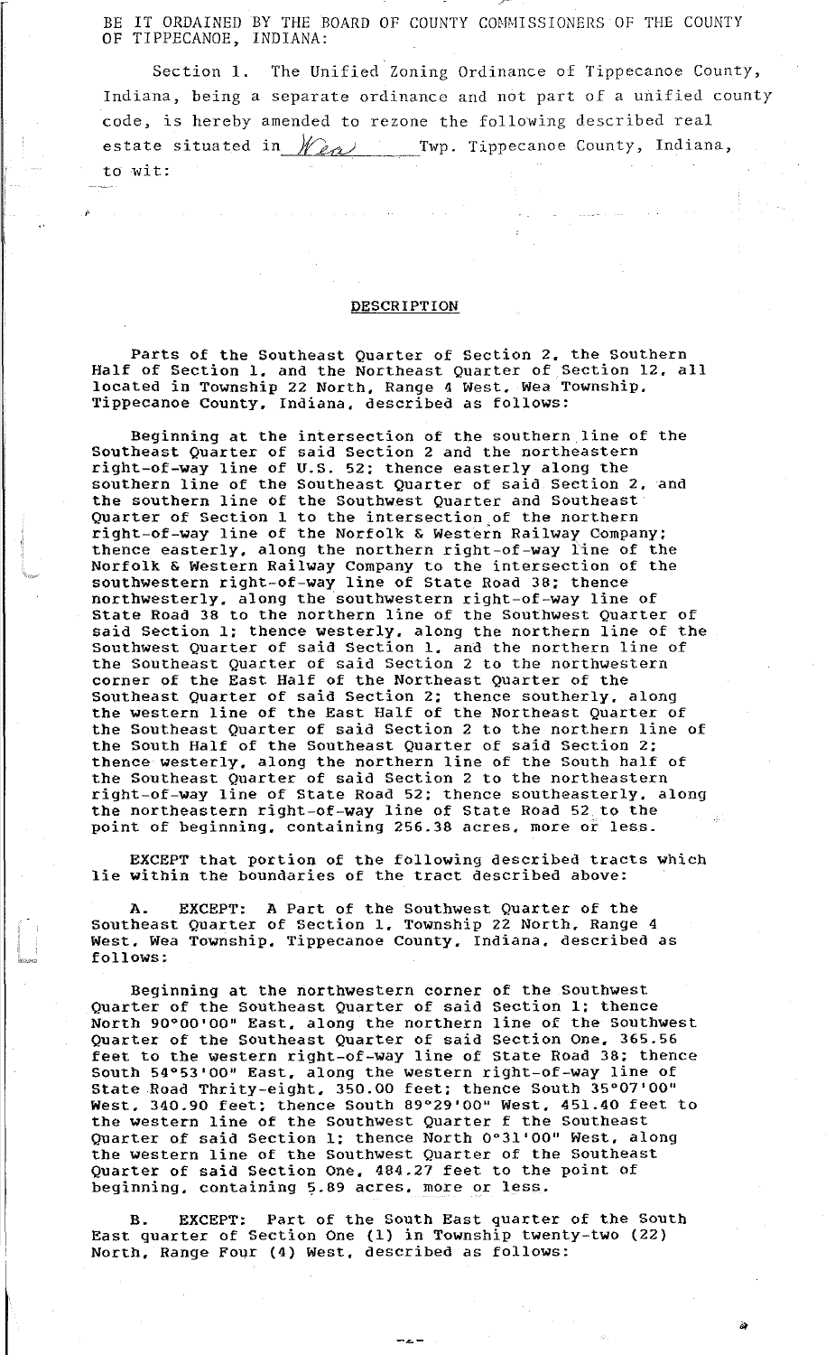BE IT ORDAINED BY THE BOARD OF COUNTY COMMISSIONERS OF THE COUNTY OF TIPPECANOE, INDIANA:

Section 1. The Unified Zoning Ordinance of Tippecanoe County, Indiana, being a separate ordinance and not part of a unified county code, is hereby amended to rezone the following described real estate situated in Wea Twp. Tippecanoe County, Indiana, to wit:

## DESCRIPTION

Parts of the Southeast Quarter of Section 2, the Southern Half of Section 1, and the Northeast Quarter of Section 12, all located in Township 22 North, Range 4 West, Wea Township, Tippecanoe County, Indiana, described as follows:

Beginning at the intersection of the southern line of the Southeast Quarter of said Section 2 and the northeastern right-of-way line of U.S. 52; thence easterly along the southern line of the Southeast Quarter of said Section 2, and the southern line of the Southwest Quarter and Southeast Quarter of Section 1 to the intersection of the northern right-of-way line of the Norfolk & Western Railway Company; thence easterly, along the northern right-of-way line of the Norfolk & Western Railway Company to the intersection of the southwestern right-of-way line of State Road 38; thence northwesterly, along the southwestern right-of-way line of State Road 38 to the northern line of the Southwest Quarter of said Section 1; thence westerly, along the northern line of the Southwest Quarter of said Section 1, and the northern line of the Southeast Quarter of said Section 2 to the northwestern corner of the East Half of the Northeast Quarter of the Southeast Quarter of said Section 2; thence southerly, along the western line of the East Half of the Northeast Quarter of the Southeast Quarter of said Section 2 to the northern line of the South Half of the Southeast Quarter of said Section 2; thence westerly, along the northern line of the South half of the Southeast Quarter of said Section 2 to the northeastern right-of-way line of State Road 52; thence southeasterly, along the northeastern right-of-way line of State Road 52 to the point of beginning, containing 256.38 acres, more or less.

EXCEPT that portion of the following described tracts which lie within the boundaries of the tract described above:

A. EXCEPT: A Part of the Southwest Quarter of the Southeast Quarter of Section 1, Township 22 North, Range 4 West, Wea Township, Tippecanoe County, Indiana, described as follows:

Beginning at the northwestern corner of the Southwest Quarter of the Southeast Quarter of said Section 1; thence North 90°00'00" East, along the northern line of the Southwest Quarter of the Southeast Quarter of said Section One, 365.56 feet to the western right-of-way line of State Road 38; thence South 54°53'00" East, along the western right-of-way line of State Road Thrity-eight, 350.00 feet; thence South 35°07'00" West, 340.90 feet; thence South 89°29'00" West, 451.40 feet to the western line of the Southwest Quarter f the Southeast Quarter of said Section 1; thence North 0°31'00" West, along the western line of the Southwest Quarter of the Southeast Quarter of said Section One, 484.27 feet to the point of beginning, containing 5.89 acres, more or less.

B. EXCEPT: Part of the South East quarter of the South East quarter of Section One (1) in Township twenty-two (22) North, Range Four (4) West, described as follows: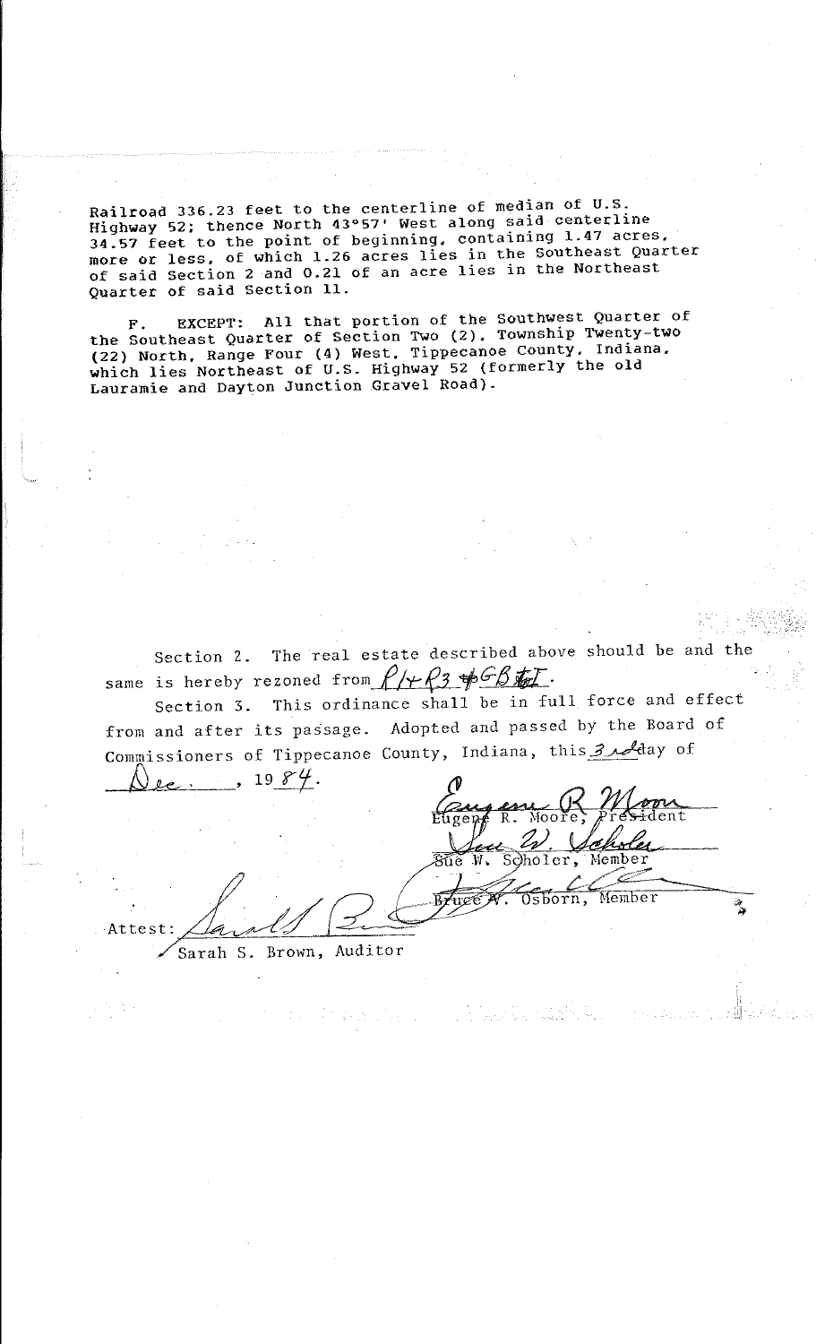Railroad 336.23 feet to the centerline of median of U.S. Highway 52; thence North 43°57' West along said centerline 34.57 feet to the point of beginning, containing 1.47 acres, more or less, of which 1.26 acres lies in the Southeast Quarter of said Section 2 and 0.21 of an acre lies in the Northeast Quarter of said Section 11.

F. EXCEPT: All that portion of the Southwest Quarter of the Southeast Quarter of Section Two (2), Township Twenty-two (22) North, Range Four (4) West, Tippecanoe County, Indiana, which lies Northeast of U.S. Highway 52 (formerly the old Lauramie and Dayton Junction Gravel Road).

Section 2. The real estate described above should be and the same is hereby rezoned from R1+R3 to GB & I.

Section 3. This ordinance shall be in full force and effect from and after its passage. Adopted and passed by the Board of Commissioners of Tippecanoe County, Indiana, this 3rd day of Dec., 1984.

Eugene R. Moore, President

Sue W. Scholer, Member

Bruce V. Osborn, Member

Attest: Sarah S. Brown, Auditor